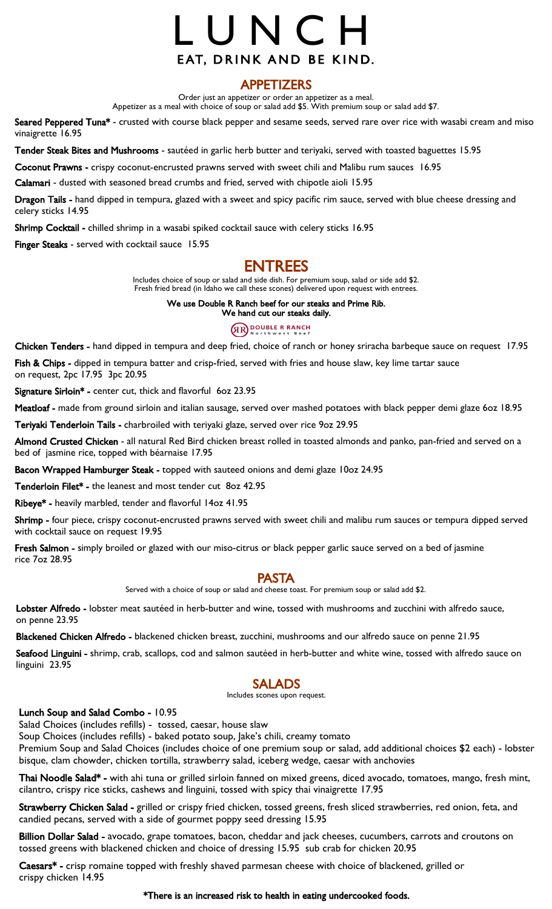# LUNCH

## EAT, DRINK AND BE KIND.

## APPETIZERS

Order just an appetizer or order an appetizer as a meal.
Appetizer as a meal with choice of soup or salad add $5. With premium soup or salad add $7.

**Seared Peppered Tuna*** - crusted with course black pepper and sesame seeds, served rare over rice with wasabi cream and miso vinaigrette 16.95

**Tender Steak Bites and Mushrooms** - sautéed in garlic herb butter and teriyaki, served with toasted baguettes 15.95

**Coconut Prawns** - crispy coconut-encrusted prawns served with sweet chili and Malibu rum sauces 16.95

**Calamari** - dusted with seasoned bread crumbs and fried, served with chipotle aioli 15.95

**Dragon Tails** - hand dipped in tempura, glazed with a sweet and spicy pacific rim sauce, served with blue cheese dressing and celery sticks 14.95

**Shrimp Cocktail** - chilled shrimp in a wasabi spiked cocktail sauce with celery sticks 16.95

**Finger Steaks** - served with cocktail sauce 15.95

## ENTREES

Includes choice of soup or salad and side dish. For premium soup, salad or side add $2.
Fresh fried bread (in Idaho we call these scones) delivered upon request with entrees.

**We use Double R Ranch beef for our steaks and Prime Rib.**
**We hand cut our steaks daily.**

DOUBLE R RANCH Northwest Beef

**Chicken Tenders** - hand dipped in tempura and deep fried, choice of ranch or honey sriracha barbeque sauce on request 17.95

**Fish & Chips** - dipped in tempura batter and crisp-fried, served with fries and house slaw, key lime tartar sauce on request, 2pc 17.95 3pc 20.95

**Signature Sirloin*** - center cut, thick and flavorful 6oz 23.95

**Meatloaf** - made from ground sirloin and italian sausage, served over mashed potatoes with black pepper demi glaze 6oz 18.95

**Teriyaki Tenderloin Tails** - charbroiled with teriyaki glaze, served over rice 9oz 29.95

**Almond Crusted Chicken** - all natural Red Bird chicken breast rolled in toasted almonds and panko, pan-fried and served on a bed of jasmine rice, topped with béarnaise 17.95

**Bacon Wrapped Hamburger Steak** - topped with sauteed onions and demi glaze 10oz 24.95

**Tenderloin Filet*** - the leanest and most tender cut 8oz 42.95

**Ribeye*** - heavily marbled, tender and flavorful 14oz 41.95

**Shrimp** - four piece, crispy coconut-encrusted prawns served with sweet chili and malibu rum sauces or tempura dipped served with cocktail sauce on request 19.95

**Fresh Salmon** - simply broiled or glazed with our miso-citrus or black pepper garlic sauce served on a bed of jasmine rice 7oz 28.95

## PASTA

Served with a choice of soup or salad and cheese toast. For premium soup or salad add $2.

**Lobster Alfredo** - lobster meat sautéed in herb-butter and wine, tossed with mushrooms and zucchini with alfredo sauce, on penne 23.95

**Blackened Chicken Alfredo** - blackened chicken breast, zucchini, mushrooms and our alfredo sauce on penne 21.95

**Seafood Linguini** - shrimp, crab, scallops, cod and salmon sautéed in herb-butter and white wine, tossed with alfredo sauce on linguini 23.95

## SALADS

Includes scones upon request.

**Lunch Soup and Salad Combo** - 10.95
Salad Choices (includes refills) - tossed, caesar, house slaw
Soup Choices (includes refills) - baked potato soup, Jake's chili, creamy tomato
Premium Soup and Salad Choices (includes choice of one premium soup or salad, add additional choices $2 each) - lobster bisque, clam chowder, chicken tortilla, strawberry salad, iceberg wedge, caesar with anchovies

**Thai Noodle Salad*** - with ahi tuna or grilled sirloin fanned on mixed greens, diced avocado, tomatoes, mango, fresh mint, cilantro, crispy rice sticks, cashews and linguini, tossed with spicy thai vinaigrette 17.95

**Strawberry Chicken Salad** - grilled or crispy fried chicken, tossed greens, fresh sliced strawberries, red onion, feta, and candied pecans, served with a side of gourmet poppy seed dressing 15.95

**Billion Dollar Salad** - avocado, grape tomatoes, bacon, cheddar and jack cheeses, cucumbers, carrots and croutons on tossed greens with blackened chicken and choice of dressing 15.95 sub crab for chicken 20.95

**Caesars*** - crisp romaine topped with freshly shaved parmesan cheese with choice of blackened, grilled or crispy chicken 14.95

**\*There is an increased risk to health in eating undercooked foods.**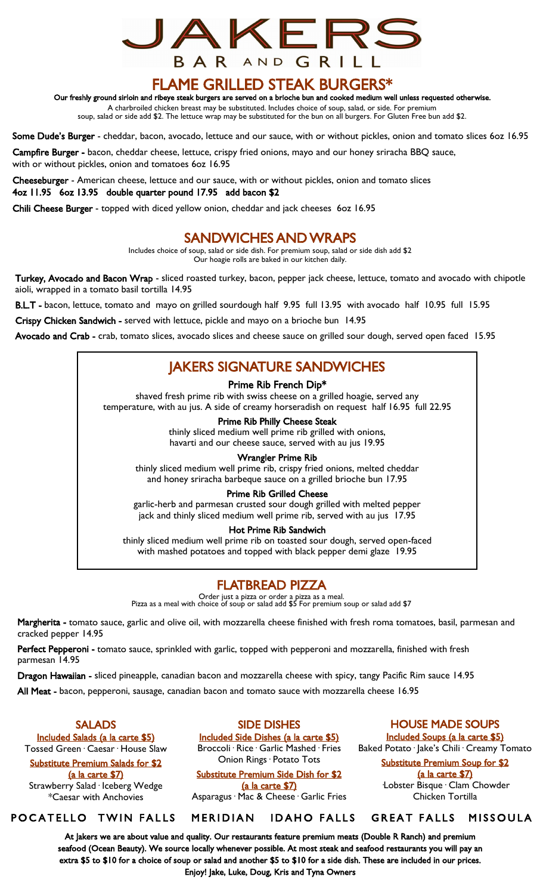# JAKERS

BAR AND GRILL

## FLAME GRILLED STEAK BURGERS*

**Our freshly ground sirloin and ribeye steak burgers are served on a brioche bun and cooked medium well unless requested otherwise.**

A charbroiled chicken breast may be substituted. Includes choice of soup, salad, or side. For premium soup, salad or side add $2. The lettuce wrap may be substituted for the bun on all burgers. For Gluten Free bun add $2.

**Some Dude's Burger** - cheddar, bacon, avocado, lettuce and our sauce, with or without pickles, onion and tomato slices 6oz 16.95

**Campfire Burger -** bacon, cheddar cheese, lettuce, crispy fried onions, mayo and our honey sriracha BBQ sauce, with or without pickles, onion and tomatoes 6oz 16.95

**Cheeseburger** - American cheese, lettuce and our sauce, with or without pickles, onion and tomato slices
**4oz 11.95 6oz 13.95 double quarter pound 17.95 add bacon $2**

**Chili Cheese Burger** - topped with diced yellow onion, cheddar and jack cheeses 6oz 16.95

## SANDWICHES AND WRAPS

Includes choice of soup, salad or side dish. For premium soup, salad or side dish add $2
Our hoagie rolls are baked in our kitchen daily.

**Turkey, Avocado and Bacon Wrap** - sliced roasted turkey, bacon, pepper jack cheese, lettuce, tomato and avocado with chipotle aioli, wrapped in a tomato basil tortilla 14.95

**B.L.T -** bacon, lettuce, tomato and mayo on grilled sourdough half 9.95 full 13.95 with avocado half 10.95 full 15.95

**Crispy Chicken Sandwich -** served with lettuce, pickle and mayo on a brioche bun 14.95

**Avocado and Crab -** crab, tomato slices, avocado slices and cheese sauce on grilled sour dough, served open faced 15.95

## JAKERS SIGNATURE SANDWICHES

### Prime Rib French Dip*

shaved fresh prime rib with swiss cheese on a grilled hoagie, served any temperature, with au jus. A side of creamy horseradish on request half 16.95 full 22.95

### Prime Rib Philly Cheese Steak

thinly sliced medium well prime rib grilled with onions, havarti and our cheese sauce, served with au jus 19.95

### Wrangler Prime Rib

thinly sliced medium well prime rib, crispy fried onions, melted cheddar and honey sriracha barbeque sauce on a grilled brioche bun 17.95

### Prime Rib Grilled Cheese

garlic-herb and parmesan crusted sour dough grilled with melted pepper jack and thinly sliced medium well prime rib, served with au jus 17.95

### Hot Prime Rib Sandwich

thinly sliced medium well prime rib on toasted sour dough, served open-faced with mashed potatoes and topped with black pepper demi glaze 19.95

## FLATBREAD PIZZA

Order just a pizza or order a pizza as a meal.
Pizza as a meal with choice of soup or salad add $5 For premium soup or salad add $7

**Margherita -** tomato sauce, garlic and olive oil, with mozzarella cheese finished with fresh roma tomatoes, basil, parmesan and cracked pepper 14.95

**Perfect Pepperoni -** tomato sauce, sprinkled with garlic, topped with pepperoni and mozzarella, finished with fresh parmesan 14.95

**Dragon Hawaiian -** sliced pineapple, canadian bacon and mozzarella cheese with spicy, tangy Pacific Rim sauce 14.95

**All Meat -** bacon, pepperoni, sausage, canadian bacon and tomato sauce with mozzarella cheese 16.95

## SALADS

Included Salads (a la carte $5)
Tossed Green · Caesar · House Slaw

Substitute Premium Salads for $2 (a la carte $7)
Strawberry Salad · Iceberg Wedge
*Caesar with Anchovies

## SIDE DISHES

Included Side Dishes (a la carte $5)
Broccoli · Rice · Garlic Mashed · Fries
Onion Rings · Potato Tots

Substitute Premium Side Dish for $2 (a la carte $7)
Asparagus · Mac & Cheese · Garlic Fries

## HOUSE MADE SOUPS

Included Soups (a la carte $5)
Baked Potato · Jake's Chili · Creamy Tomato

Substitute Premium Soup for $2 (a la carte $7)
Lobster Bisque · Clam Chowder
Chicken Tortilla

POCATELLO TWIN FALLS MERIDIAN IDAHO FALLS GREAT FALLS MISSOULA

**At Jakers we are about value and quality. Our restaurants feature premium meats (Double R Ranch) and premium seafood (Ocean Beauty). We source locally whenever possible. At most steak and seafood restaurants you will pay an extra $5 to $10 for a choice of soup or salad and another $5 to $10 for a side dish. These are included in our prices. Enjoy! Jake, Luke, Doug, Kris and Tyna Owners**